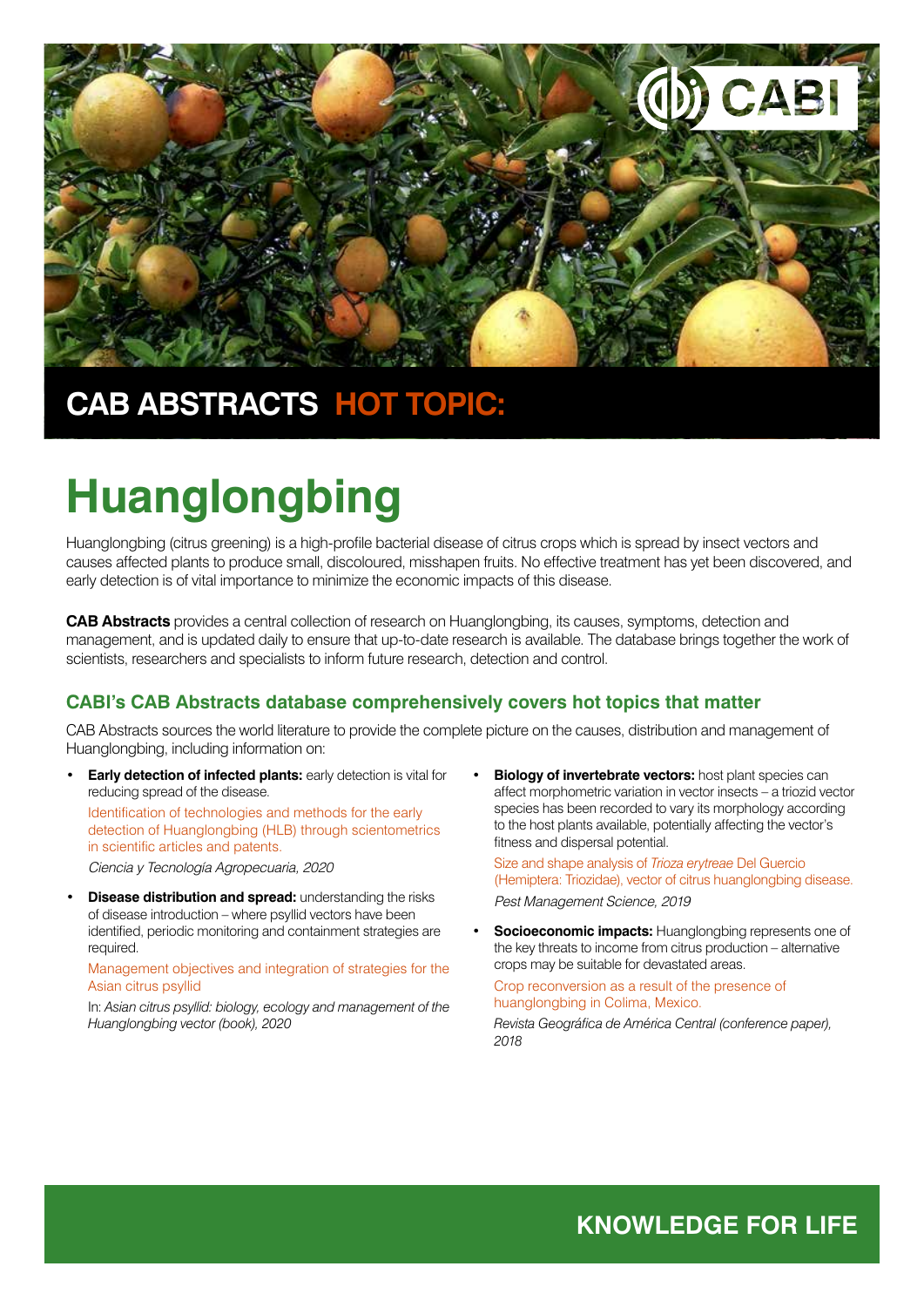CAB ABSTRACTS **HOT TOPIC:**

# Huanglongbing

Huanglongbing (citrus greening) is a high-profile bacterial disease of citrus crops which is spread by insect vectors and causes affected plants to produce small, discoloured, misshapen fruits. No effective treatment has yet been discovered, and early detection is of vital importance to minimize the economic impacts of this disease.

**CAB Abstracts** provides a central collection of research on Huanglongbing, its causes, symptoms, detection and management, and is updated daily to ensure that up-to-date research is available. The database brings together the work of scientists, researchers and specialists to inform future research, detection and control.

## CABI's CAB Abstracts database comprehensively covers hot topics that matter

CAB Abstracts sources the world literature to provide the complete picture on the causes, distribution and management of Huanglongbing, including information on:

- **Early detection of infected plants:** early detection is vital for reducing spread of the disease.

  Identification of technologies and methods for the early detection of Huanglongbing (HLB) through scientometrics in scientific articles and patents.

  *Ciencia y Tecnología Agropecuaria, 2020*

- **Disease distribution and spread:** understanding the risks of disease introduction – where psyllid vectors have been identified, periodic monitoring and containment strategies are required.

  Management objectives and integration of strategies for the Asian citrus psyllid

  In: *Asian citrus psyllid: biology, ecology and management of the Huanglongbing vector (book), 2020*

- **Biology of invertebrate vectors:** host plant species can affect morphometric variation in vector insects – a triozid vector species has been recorded to vary its morphology according to the host plants available, potentially affecting the vector's fitness and dispersal potential.

  Size and shape analysis of *Trioza erytreae* Del Guercio (Hemiptera: Triozidae), vector of citrus huanglongbing disease.

  *Pest Management Science, 2019*

- **Socioeconomic impacts:** Huanglongbing represents one of the key threats to income from citrus production – alternative crops may be suitable for devastated areas.

  Crop reconversion as a result of the presence of huanglongbing in Colima, Mexico.

  *Revista Geográfica de América Central (conference paper), 2018*

**KNOWLEDGE FOR LIFE**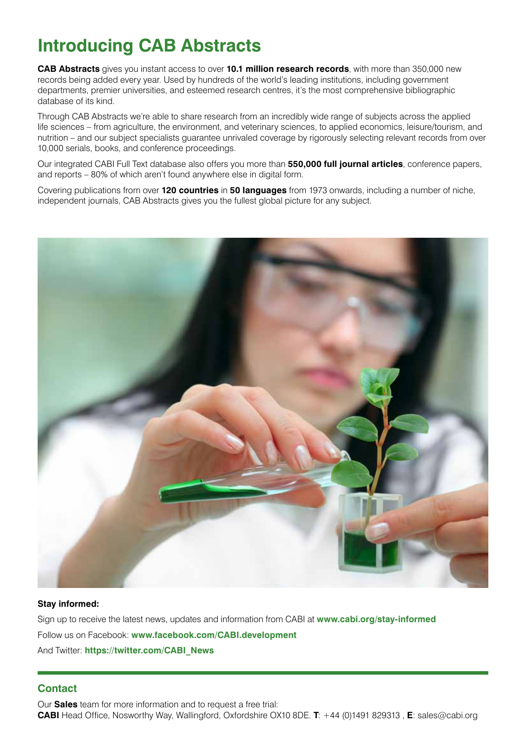# Introducing CAB Abstracts

**CAB Abstracts** gives you instant access to over **10.1 million research records**, with more than 350,000 new records being added every year. Used by hundreds of the world's leading institutions, including government departments, premier universities, and esteemed research centres, it's the most comprehensive bibliographic database of its kind.

Through CAB Abstracts we're able to share research from an incredibly wide range of subjects across the applied life sciences – from agriculture, the environment, and veterinary sciences, to applied economics, leisure/tourism, and nutrition – and our subject specialists guarantee unrivaled coverage by rigorously selecting relevant records from over 10,000 serials, books, and conference proceedings.

Our integrated CABI Full Text database also offers you more than **550,000 full journal articles**, conference papers, and reports – 80% of which aren't found anywhere else in digital form.

Covering publications from over **120 countries** in **50 languages** from 1973 onwards, including a number of niche, independent journals, CAB Abstracts gives you the fullest global picture for any subject.

**Stay informed:**

Sign up to receive the latest news, updates and information from CABI at **www.cabi.org/stay-informed**

Follow us on Facebook: **www.facebook.com/CABI.development**

And Twitter: **https://twitter.com/CABI_News**

## Contact

Our **Sales** team for more information and to request a free trial:
**CABI** Head Office, Nosworthy Way, Wallingford, Oxfordshire OX10 8DE. **T**: +44 (0)1491 829313 , **E**: sales@cabi.org